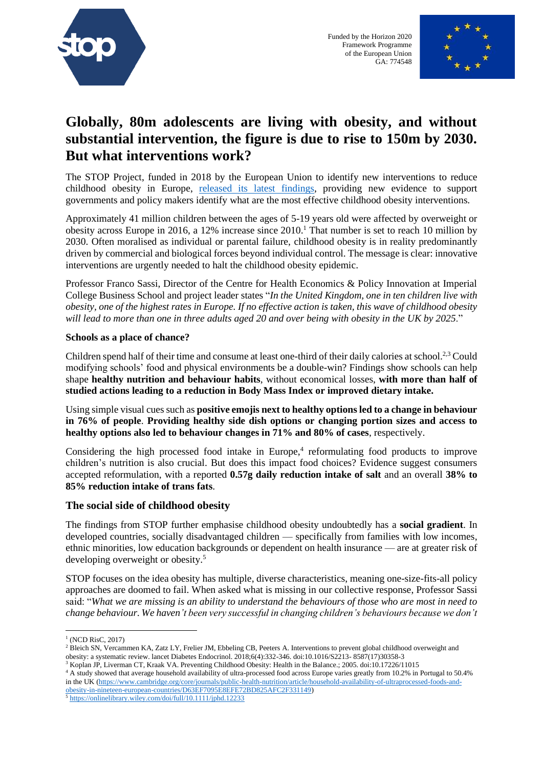Funded by the Horizon 2020 Framework Programme of the European Union GA: 774548

# Globally, 80m adolescents are living with obesity, and without substantial intervention, the figure is due to rise to 150m by 2030. But what interventions work?

The STOP Project, funded in 2018 by the European Union to identify new interventions to reduce childhood obesity in Europe, released its latest findings, providing new evidence to support governments and policy makers identify what are the most effective childhood obesity interventions.

Approximately 41 million children between the ages of 5-19 years old were affected by overweight or obesity across Europe in 2016, a 12% increase since 2010.[1] That number is set to reach 10 million by 2030. Often moralised as individual or parental failure, childhood obesity is in reality predominantly driven by commercial and biological forces beyond individual control. The message is clear: innovative interventions are urgently needed to halt the childhood obesity epidemic.

Professor Franco Sassi, Director of the Centre for Health Economics & Policy Innovation at Imperial College Business School and project leader states "*In the United Kingdom, one in ten children live with obesity, one of the highest rates in Europe. If no effective action is taken, this wave of childhood obesity will lead to more than one in three adults aged 20 and over being with obesity in the UK by 2025*."

#### Schools as a place of chance?

Children spend half of their time and consume at least one-third of their daily calories at school.[2,3] Could modifying schools' food and physical environments be a double-win? Findings show schools can help shape **healthy nutrition and behaviour habits**, without economical losses, **with more than half of studied actions leading to a reduction in Body Mass Index or improved dietary intake.**

Using simple visual cues such as **positive emojis next to healthy options led to a change in behaviour in 76% of people**. **Providing healthy side dish options or changing portion sizes and access to healthy options also led to behaviour changes in 71% and 80% of cases**, respectively.

Considering the high processed food intake in Europe,[4] reformulating food products to improve children's nutrition is also crucial. But does this impact food choices? Evidence suggest consumers accepted reformulation, with a reported **0.57g daily reduction intake of salt** and an overall **38% to 85% reduction intake of trans fats**.

### The social side of childhood obesity

The findings from STOP further emphasise childhood obesity undoubtedly has a **social gradient**. In developed countries, socially disadvantaged children — specifically from families with low incomes, ethnic minorities, low education backgrounds or dependent on health insurance — are at greater risk of developing overweight or obesity.[5]

STOP focuses on the idea obesity has multiple, diverse characteristics, meaning one-size-fits-all policy approaches are doomed to fail. When asked what is missing in our collective response, Professor Sassi said: "*What we are missing is an ability to understand the behaviours of those who are most in need to change behaviour. We haven't been very successful in changing children's behaviours because we don't*

---

[1] (NCD RisC, 2017)

[2] Bleich SN, Vercammen KA, Zatz LY, Frelier JM, Ebbeling CB, Peeters A. Interventions to prevent global childhood overweight and obesity: a systematic review. lancet Diabetes Endocrinol. 2018;6(4):332-346. doi:10.1016/S2213- 8587(17)30358-3

[3] Koplan JP, Liverman CT, Kraak VA. Preventing Childhood Obesity: Health in the Balance.; 2005. doi:10.17226/11015

[4] A study showed that average household availability of ultra-processed food across Europe varies greatly from 10.2% in Portugal to 50.4% in the UK (https://www.cambridge.org/core/journals/public-health-nutrition/article/household-availability-of-ultraprocessed-foods-and-obesity-in-nineteen-european-countries/D63EF7095E8EFE72BD825AFC2F331149)

[5] https://onlinelibrary.wiley.com/doi/full/10.1111/jphd.12233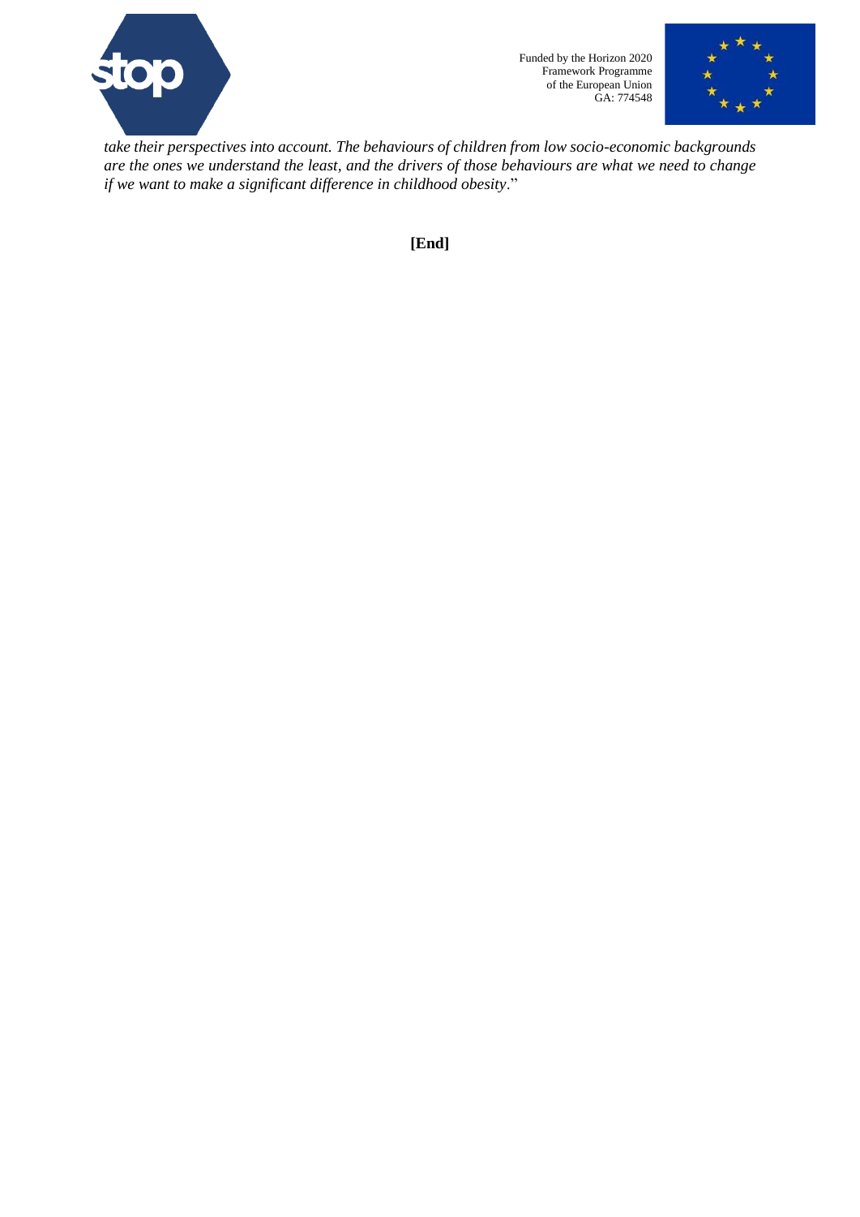*take their perspectives into account. The behaviours of children from low socio-economic backgrounds are the ones we understand the least, and the drivers of those behaviours are what we need to change if we want to make a significant difference in childhood obesity*."

**[End]**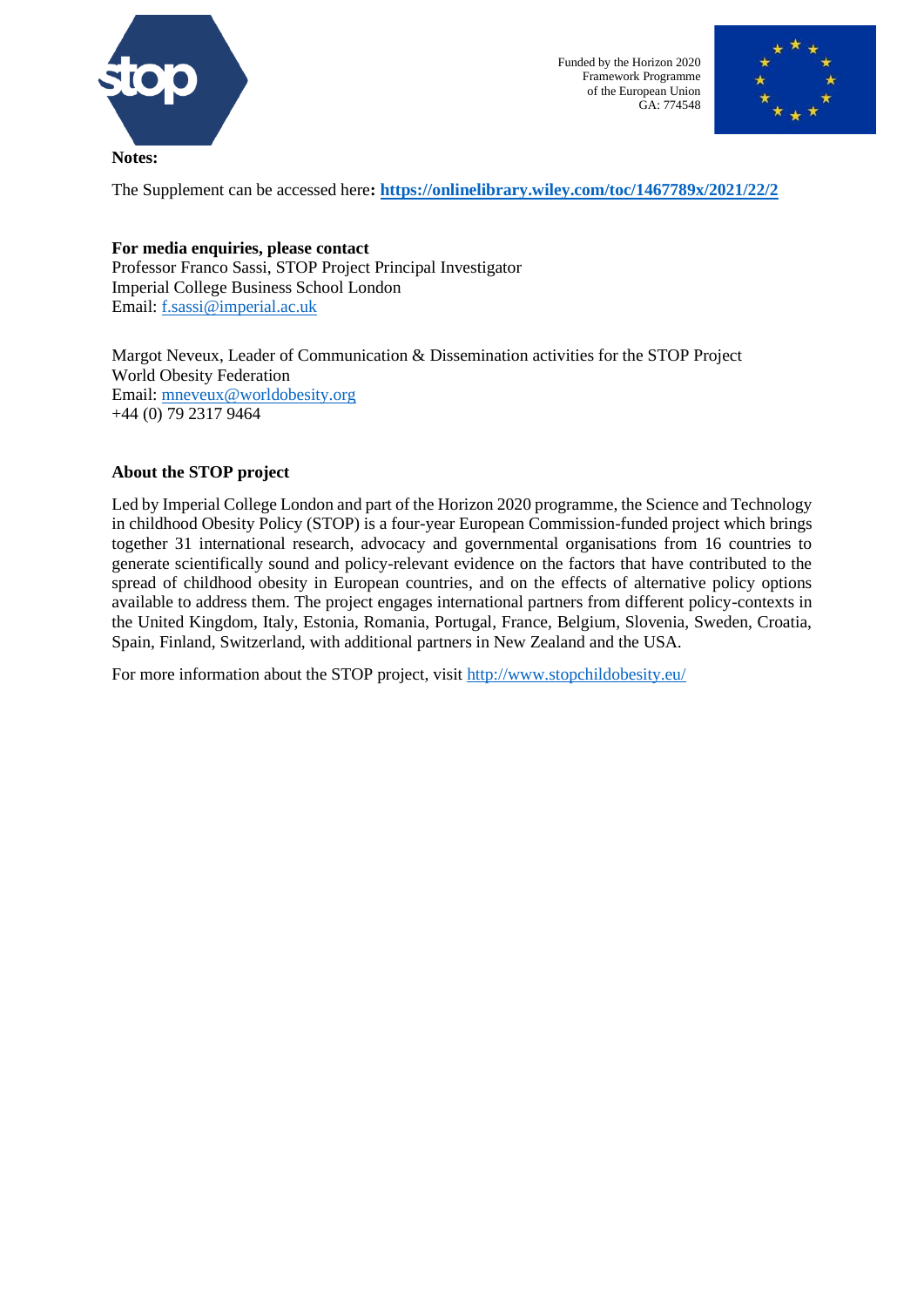**Notes:**

The Supplement can be accessed here**: https://onlinelibrary.wiley.com/toc/1467789x/2021/22/2**

**For media enquiries, please contact**
Professor Franco Sassi, STOP Project Principal Investigator
Imperial College Business School London
Email: f.sassi@imperial.ac.uk

Margot Neveux, Leader of Communication & Dissemination activities for the STOP Project
World Obesity Federation
Email: mneveux@worldobesity.org
+44 (0) 79 2317 9464

**About the STOP project**

Led by Imperial College London and part of the Horizon 2020 programme, the Science and Technology in childhood Obesity Policy (STOP) is a four-year European Commission-funded project which brings together 31 international research, advocacy and governmental organisations from 16 countries to generate scientifically sound and policy-relevant evidence on the factors that have contributed to the spread of childhood obesity in European countries, and on the effects of alternative policy options available to address them. The project engages international partners from different policy-contexts in the United Kingdom, Italy, Estonia, Romania, Portugal, France, Belgium, Slovenia, Sweden, Croatia, Spain, Finland, Switzerland, with additional partners in New Zealand and the USA.

For more information about the STOP project, visit http://www.stopchildobesity.eu/